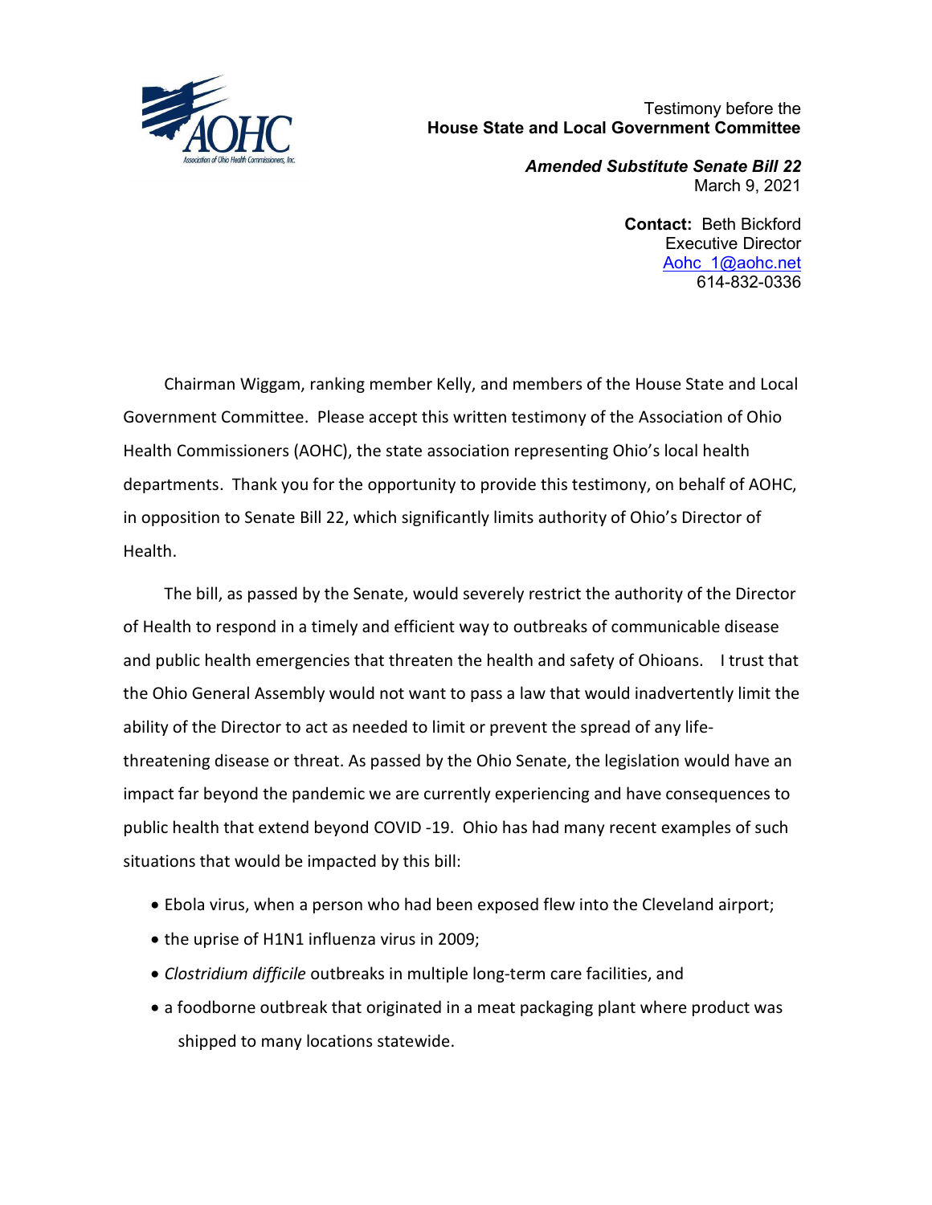Testimony before the
**House State and Local Government Committee**

***Amended Substitute Senate Bill 22***
March 9, 2021

**Contact:** Beth Bickford
Executive Director
Aohc_1@aohc.net
614-832-0336

Chairman Wiggam, ranking member Kelly, and members of the House State and Local Government Committee. Please accept this written testimony of the Association of Ohio Health Commissioners (AOHC), the state association representing Ohio's local health departments. Thank you for the opportunity to provide this testimony, on behalf of AOHC, in opposition to Senate Bill 22, which significantly limits authority of Ohio's Director of Health.

The bill, as passed by the Senate, would severely restrict the authority of the Director of Health to respond in a timely and efficient way to outbreaks of communicable disease and public health emergencies that threaten the health and safety of Ohioans. I trust that the Ohio General Assembly would not want to pass a law that would inadvertently limit the ability of the Director to act as needed to limit or prevent the spread of any life-threatening disease or threat. As passed by the Ohio Senate, the legislation would have an impact far beyond the pandemic we are currently experiencing and have consequences to public health that extend beyond COVID -19. Ohio has had many recent examples of such situations that would be impacted by this bill:

- Ebola virus, when a person who had been exposed flew into the Cleveland airport;
- the uprise of H1N1 influenza virus in 2009;
- *Clostridium difficile* outbreaks in multiple long-term care facilities, and
- a foodborne outbreak that originated in a meat packaging plant where product was shipped to many locations statewide.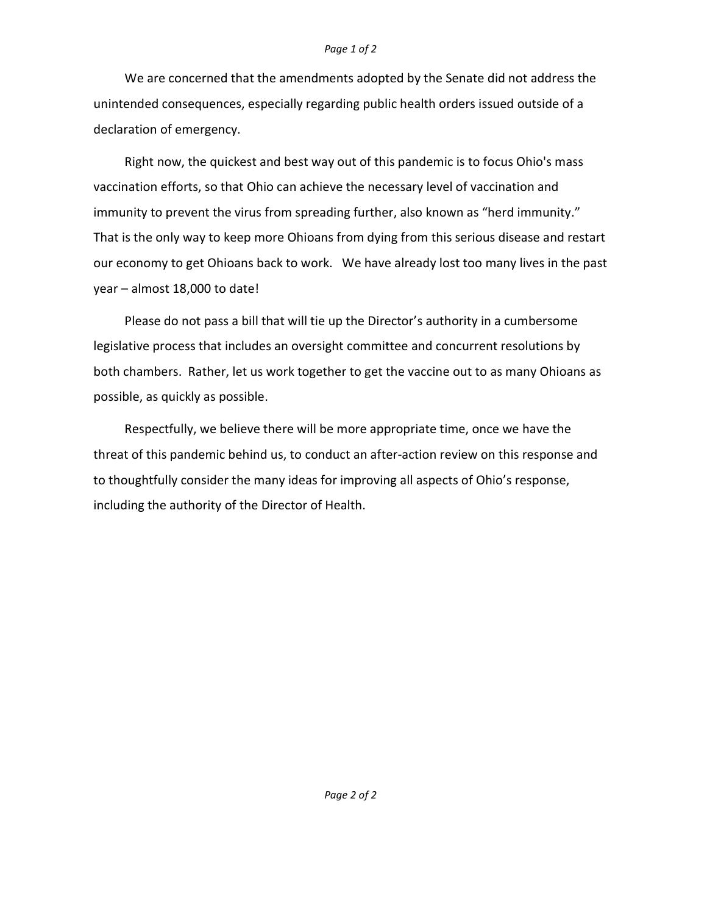We are concerned that the amendments adopted by the Senate did not address the unintended consequences, especially regarding public health orders issued outside of a declaration of emergency.

Right now, the quickest and best way out of this pandemic is to focus Ohio's mass vaccination efforts, so that Ohio can achieve the necessary level of vaccination and immunity to prevent the virus from spreading further, also known as "herd immunity." That is the only way to keep more Ohioans from dying from this serious disease and restart our economy to get Ohioans back to work. We have already lost too many lives in the past year – almost 18,000 to date!

Please do not pass a bill that will tie up the Director's authority in a cumbersome legislative process that includes an oversight committee and concurrent resolutions by both chambers. Rather, let us work together to get the vaccine out to as many Ohioans as possible, as quickly as possible.

Respectfully, we believe there will be more appropriate time, once we have the threat of this pandemic behind us, to conduct an after-action review on this response and to thoughtfully consider the many ideas for improving all aspects of Ohio's response, including the authority of the Director of Health.